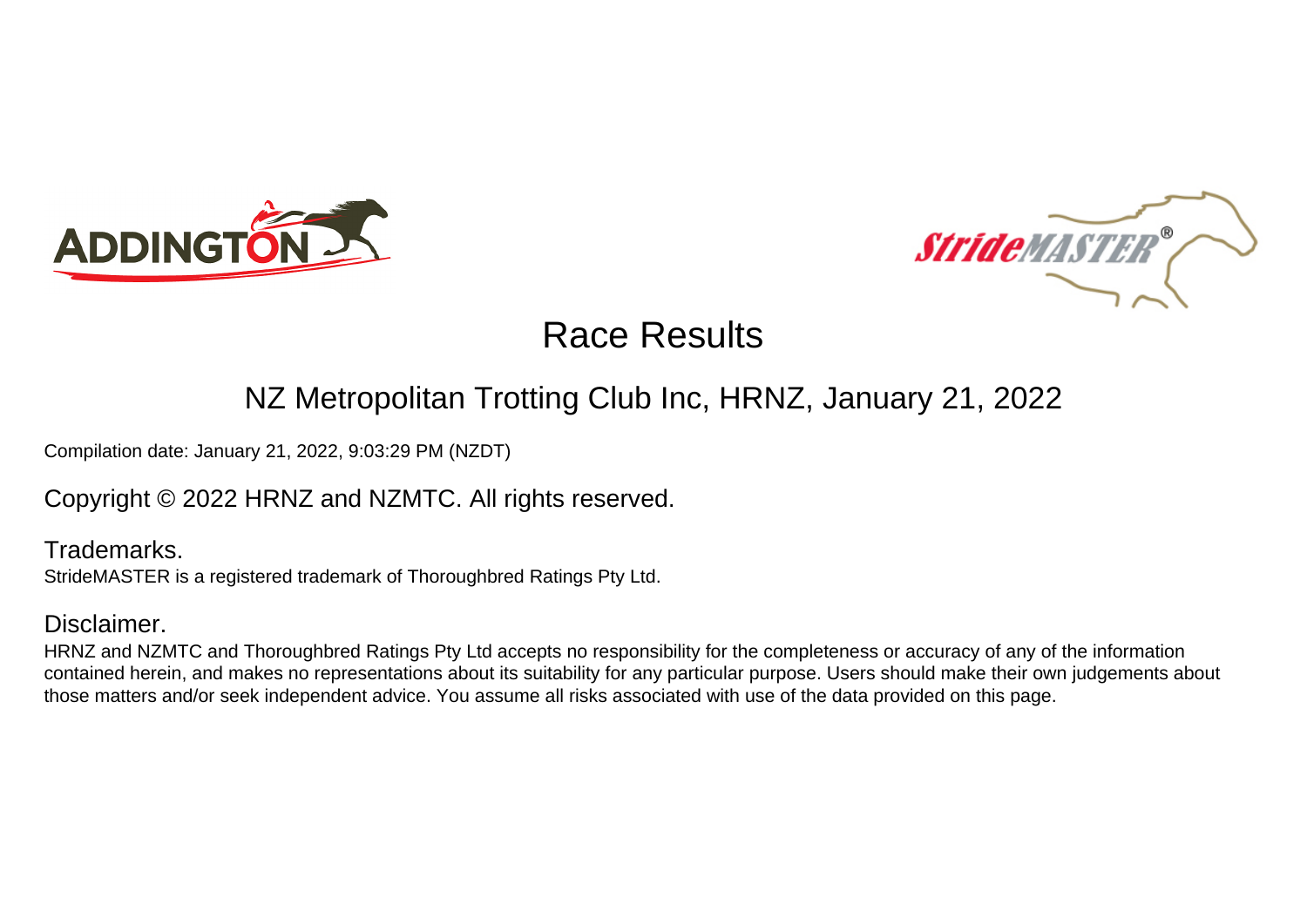# Race Results

## NZ Metropolitan Trotting Club Inc, HRNZ, January 21, 2022

Compilation date: January 21, 2022, 9:03:29 PM (NZDT)

Copyright © 2022 HRNZ and NZMTC. All rights reserved.

### Trademarks.

StrideMASTER is a registered trademark of Thoroughbred Ratings Pty Ltd.

### Disclaimer.

HRNZ and NZMTC and Thoroughbred Ratings Pty Ltd accepts no responsibility for the completeness or accuracy of any of the information contained herein, and makes no representations about its suitability for any particular purpose. Users should make their own judgements about those matters and/or seek independent advice. You assume all risks associated with use of the data provided on this page.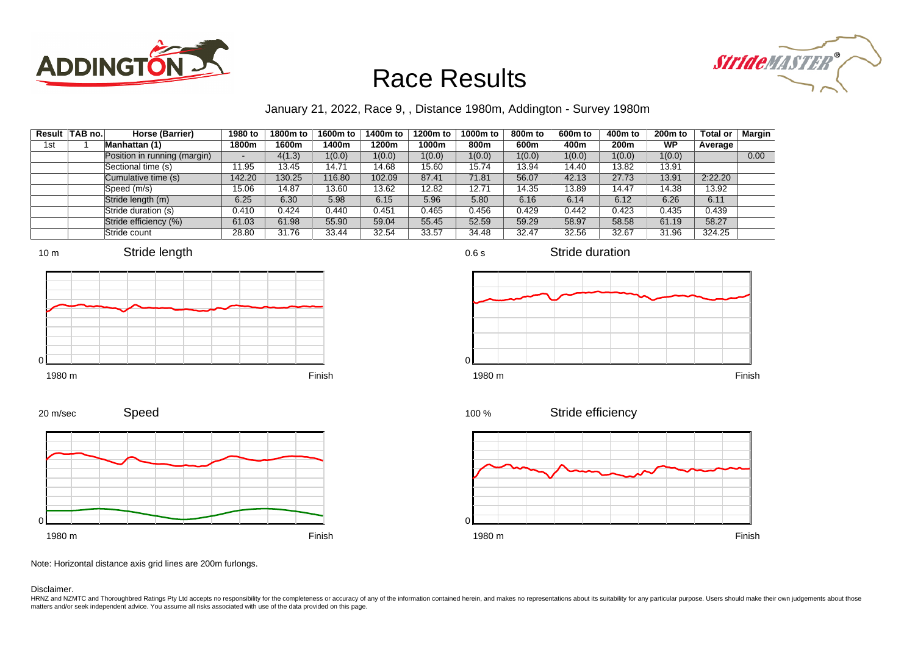# Race Results

January 21, 2022, Race 9, , Distance 1980m, Addington - Survey 1980m

| Result | TAB no. | Horse (Barrier) | 1980 to 1800m | 1800m to 1600m | 1600m to 1400m | 1400m to 1200m | 1200m to 1000m | 1000m to 800m | 800m to 600m | 600m to 400m | 400m to 200m | 200m to WP | Total or Average | Margin |
|---|---|---|---|---|---|---|---|---|---|---|---|---|---|---|
| 1st | 1 | Manhattan (1) | | | | | | | | | | | | |
| | | Position in running (margin) | - | 4(1.3) | 1(0.0) | 1(0.0) | 1(0.0) | 1(0.0) | 1(0.0) | 1(0.0) | 1(0.0) | 1(0.0) | | 0.00 |
| | | Sectional time (s) | 11.95 | 13.45 | 14.71 | 14.68 | 15.60 | 15.74 | 13.94 | 14.40 | 13.82 | 13.91 | | |
| | | Cumulative time (s) | 142.20 | 130.25 | 116.80 | 102.09 | 87.41 | 71.81 | 56.07 | 42.13 | 27.73 | 13.91 | 2:22.20 | |
| | | Speed (m/s) | 15.06 | 14.87 | 13.60 | 13.62 | 12.82 | 12.71 | 14.35 | 13.89 | 14.47 | 14.38 | 13.92 | |
| | | Stride length (m) | 6.25 | 6.30 | 5.98 | 6.15 | 5.96 | 5.80 | 6.16 | 6.14 | 6.12 | 6.26 | 6.11 | |
| | | Stride duration (s) | 0.410 | 0.424 | 0.440 | 0.451 | 0.465 | 0.456 | 0.429 | 0.442 | 0.423 | 0.435 | 0.439 | |
| | | Stride efficiency (%) | 61.03 | 61.98 | 55.90 | 59.04 | 55.45 | 52.59 | 59.29 | 58.97 | 58.58 | 61.19 | 58.27 | |
| | | Stride count | 28.80 | 31.76 | 33.44 | 32.54 | 33.57 | 34.48 | 32.47 | 32.56 | 32.67 | 31.96 | 324.25 | |

Note: Horizontal distance axis grid lines are 200m furlongs.

Disclaimer.

HRNZ and NZMTC and Thoroughbred Ratings Pty Ltd accepts no responsibility for the completeness or accuracy of any of the information contained herein, and makes no representations about its suitability for any particular purpose. Users should make their own judgements about those matters and/or seek independent advice. You assume all risks associated with use of the data provided on this page.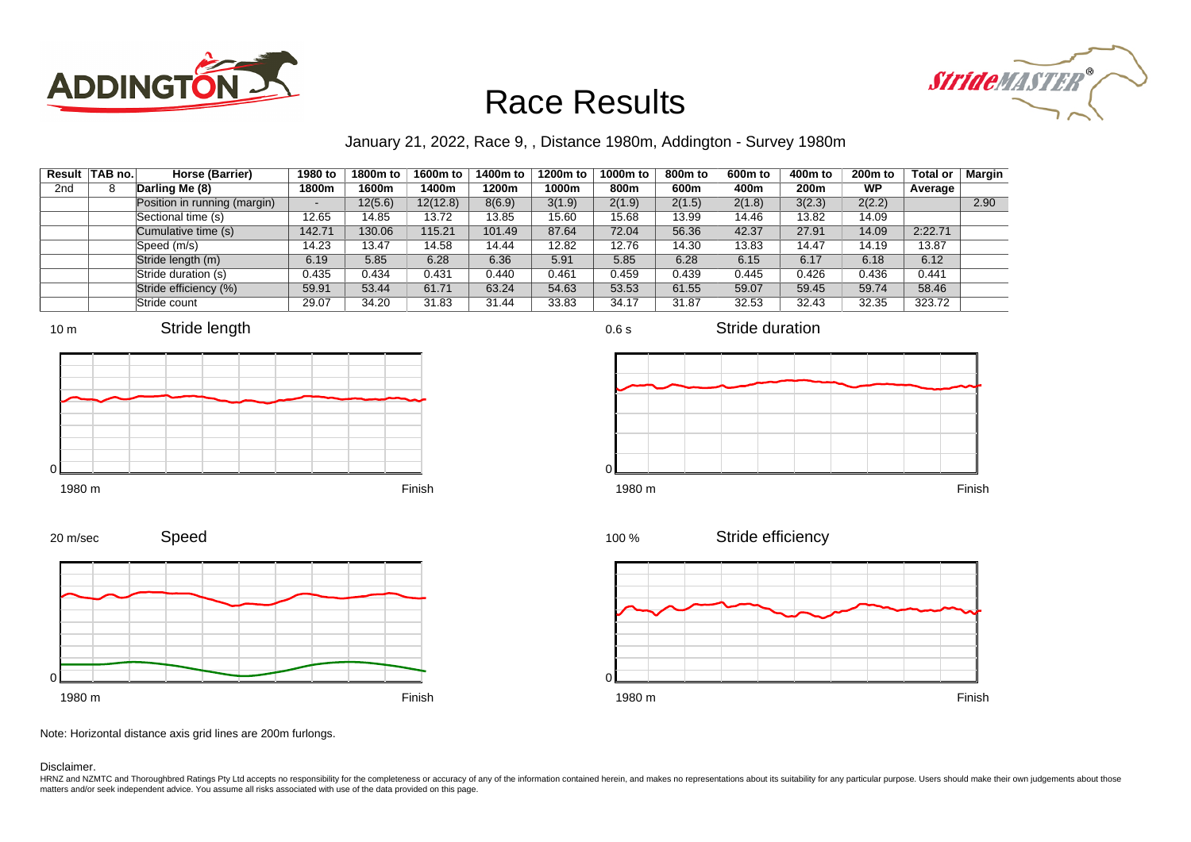# Race Results

January 21, 2022, Race 9, , Distance 1980m, Addington - Survey 1980m

| Result | TAB no. | Horse (Barrier) | 1980 to 1800m | 1800m to 1600m | 1600m to 1400m | 1400m to 1200m | 1200m to 1000m | 1000m to 800m | 800m to 600m | 600m to 400m | 400m to 200m | 200m to WP | Total or Average | Margin |
|---|---|---|---|---|---|---|---|---|---|---|---|---|---|---|
| 2nd | 8 | Darling Me (8) | | | | | | | | | | | | |
| | | Position in running (margin) | - | 12(5.6) | 12(12.8) | 8(6.9) | 3(1.9) | 2(1.9) | 2(1.5) | 2(1.8) | 3(2.3) | 2(2.2) | | 2.90 |
| | | Sectional time (s) | 12.65 | 14.85 | 13.72 | 13.85 | 15.60 | 15.68 | 13.99 | 14.46 | 13.82 | 14.09 | | |
| | | Cumulative time (s) | 142.71 | 130.06 | 115.21 | 101.49 | 87.64 | 72.04 | 56.36 | 42.37 | 27.91 | 14.09 | 2:22.71 | |
| | | Speed (m/s) | 14.23 | 13.47 | 14.58 | 14.44 | 12.82 | 12.76 | 14.30 | 13.83 | 14.47 | 14.19 | 13.87 | |
| | | Stride length (m) | 6.19 | 5.85 | 6.28 | 6.36 | 5.91 | 5.85 | 6.28 | 6.15 | 6.17 | 6.18 | 6.12 | |
| | | Stride duration (s) | 0.435 | 0.434 | 0.431 | 0.440 | 0.461 | 0.459 | 0.439 | 0.445 | 0.426 | 0.436 | 0.441 | |
| | | Stride efficiency (%) | 59.91 | 53.44 | 61.71 | 63.24 | 54.63 | 53.53 | 61.55 | 59.07 | 59.45 | 59.74 | 58.46 | |
| | | Stride count | 29.07 | 34.20 | 31.83 | 31.44 | 33.83 | 34.17 | 31.87 | 32.53 | 32.43 | 32.35 | 323.72 | |

Stride length (10 m; 1980 m to Finish)

Stride duration (0.6 s; 1980 m to Finish)

Speed (20 m/sec; 1980 m to Finish)

Stride efficiency (100 %; 1980 m to Finish)

Note: Horizontal distance axis grid lines are 200m furlongs.

Disclaimer.

HRNZ and NZMTC and Thoroughbred Ratings Pty Ltd accepts no responsibility for the completeness or accuracy of any of the information contained herein, and makes no representations about its suitability for any particular purpose. Users should make their own judgements about those matters and/or seek independent advice. You assume all risks associated with use of the data provided on this page.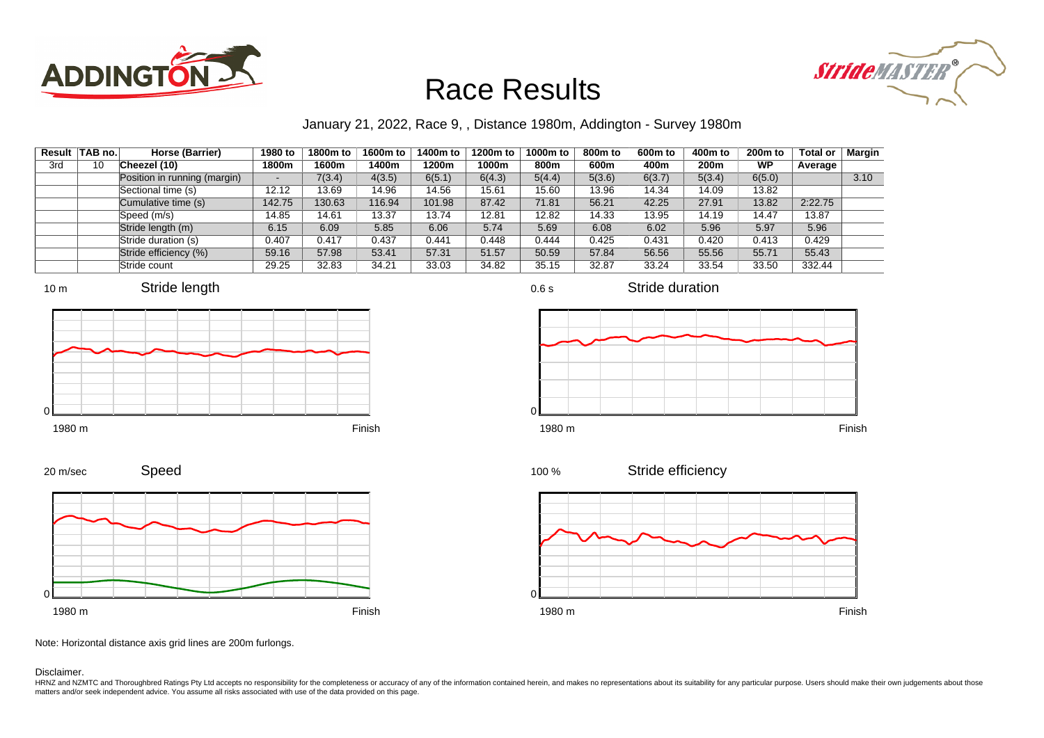# Race Results

January 21, 2022, Race 9, , Distance 1980m, Addington - Survey 1980m

| Result | TAB no. | Horse (Barrier) | 1980 to 1800m | 1800m to 1600m | 1600m to 1400m | 1400m to 1200m | 1200m to 1000m | 1000m to 800m | 800m to 600m | 600m to 400m | 400m to 200m | 200m to WP | Total or Average | Margin |
|---|---|---|---|---|---|---|---|---|---|---|---|---|---|---|
| 3rd | 10 | Cheezel (10) | | | | | | | | | | | | |
| | | Position in running (margin) | - | 7(3.4) | 4(3.5) | 6(5.1) | 6(4.3) | 5(4.4) | 5(3.6) | 6(3.7) | 5(3.4) | 6(5.0) | | 3.10 |
| | | Sectional time (s) | 12.12 | 13.69 | 14.96 | 14.56 | 15.61 | 15.60 | 13.96 | 14.34 | 14.09 | 13.82 | | |
| | | Cumulative time (s) | 142.75 | 130.63 | 116.94 | 101.98 | 87.42 | 71.81 | 56.21 | 42.25 | 27.91 | 13.82 | 2:22.75 | |
| | | Speed (m/s) | 14.85 | 14.61 | 13.37 | 13.74 | 12.81 | 12.82 | 14.33 | 13.95 | 14.19 | 14.47 | 13.87 | |
| | | Stride length (m) | 6.15 | 6.09 | 5.85 | 6.06 | 5.74 | 5.69 | 6.08 | 6.02 | 5.96 | 5.97 | 5.96 | |
| | | Stride duration (s) | 0.407 | 0.417 | 0.437 | 0.441 | 0.448 | 0.444 | 0.425 | 0.431 | 0.420 | 0.413 | 0.429 | |
| | | Stride efficiency (%) | 59.16 | 57.98 | 53.41 | 57.31 | 51.57 | 50.59 | 57.84 | 56.56 | 55.56 | 55.71 | 55.43 | |
| | | Stride count | 29.25 | 32.83 | 34.21 | 33.03 | 34.82 | 35.15 | 32.87 | 33.24 | 33.54 | 33.50 | 332.44 | |

Note: Horizontal distance axis grid lines are 200m furlongs.

Disclaimer.

HRNZ and NZMTC and Thoroughbred Ratings Pty Ltd accepts no responsibility for the completeness or accuracy of any of the information contained herein, and makes no representations about its suitability for any particular purpose. Users should make their own judgements about those matters and/or seek independent advice. You assume all risks associated with use of the data provided on this page.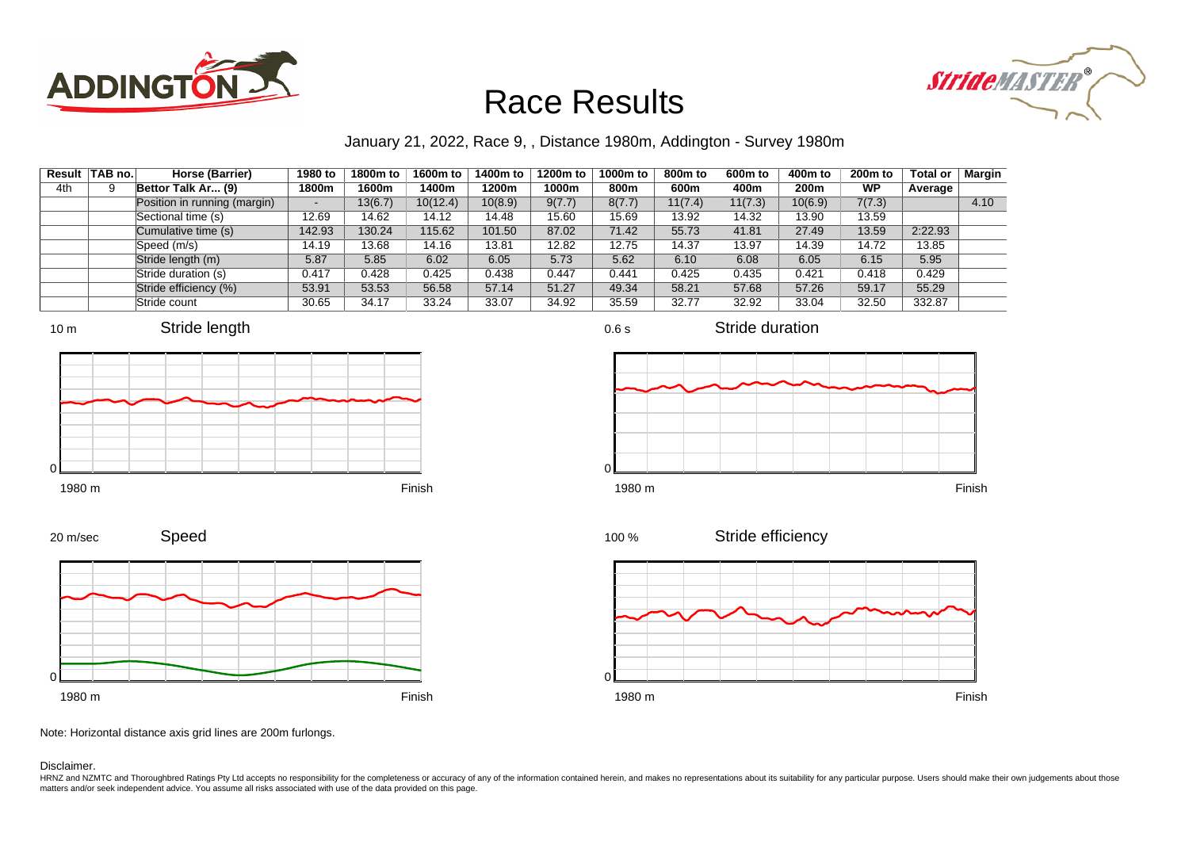# Race Results

January 21, 2022, Race 9, , Distance 1980m, Addington - Survey 1980m

| Result | TAB no. | Horse (Barrier) | 1980 to 1800m | 1800m to 1600m | 1600m to 1400m | 1400m to 1200m | 1200m to 1000m | 1000m to 800m | 800m to 600m | 600m to 400m | 400m to 200m | 200m to WP | Total or Average | Margin |
|---|---|---|---|---|---|---|---|---|---|---|---|---|---|---|
| 4th | 9 | **Bettor Talk Ar... (9)** | | | | | | | | | | | | |
| | | Position in running (margin) | - | 13(6.7) | 10(12.4) | 10(8.9) | 9(7.7) | 8(7.7) | 11(7.4) | 11(7.3) | 10(6.9) | 7(7.3) | | 4.10 |
| | | Sectional time (s) | 12.69 | 14.62 | 14.12 | 14.48 | 15.60 | 15.69 | 13.92 | 14.32 | 13.90 | 13.59 | | |
| | | Cumulative time (s) | 142.93 | 130.24 | 115.62 | 101.50 | 87.02 | 71.42 | 55.73 | 41.81 | 27.49 | 13.59 | 2:22.93 | |
| | | Speed (m/s) | 14.19 | 13.68 | 14.16 | 13.81 | 12.82 | 12.75 | 14.37 | 13.97 | 14.39 | 14.72 | 13.85 | |
| | | Stride length (m) | 5.87 | 5.85 | 6.02 | 6.05 | 5.73 | 5.62 | 6.10 | 6.08 | 6.05 | 6.15 | 5.95 | |
| | | Stride duration (s) | 0.417 | 0.428 | 0.425 | 0.438 | 0.447 | 0.441 | 0.425 | 0.435 | 0.421 | 0.418 | 0.429 | |
| | | Stride efficiency (%) | 53.91 | 53.53 | 56.58 | 57.14 | 51.27 | 49.34 | 58.21 | 57.68 | 57.26 | 59.17 | 55.29 | |
| | | Stride count | 30.65 | 34.17 | 33.24 | 33.07 | 34.92 | 35.59 | 32.77 | 32.92 | 33.04 | 32.50 | 332.87 | |

Stride length (10 m; 1980 m – Finish)

Stride duration (0.6 s; 1980 m – Finish)

Speed (20 m/sec; 1980 m – Finish)

Stride efficiency (100 %; 1980 m – Finish)

Note: Horizontal distance axis grid lines are 200m furlongs.

Disclaimer.

HRNZ and NZMTC and Thoroughbred Ratings Pty Ltd accepts no responsibility for the completeness or accuracy of any of the information contained herein, and makes no representations about its suitability for any particular purpose. Users should make their own judgements about those matters and/or seek independent advice. You assume all risks associated with use of the data provided on this page.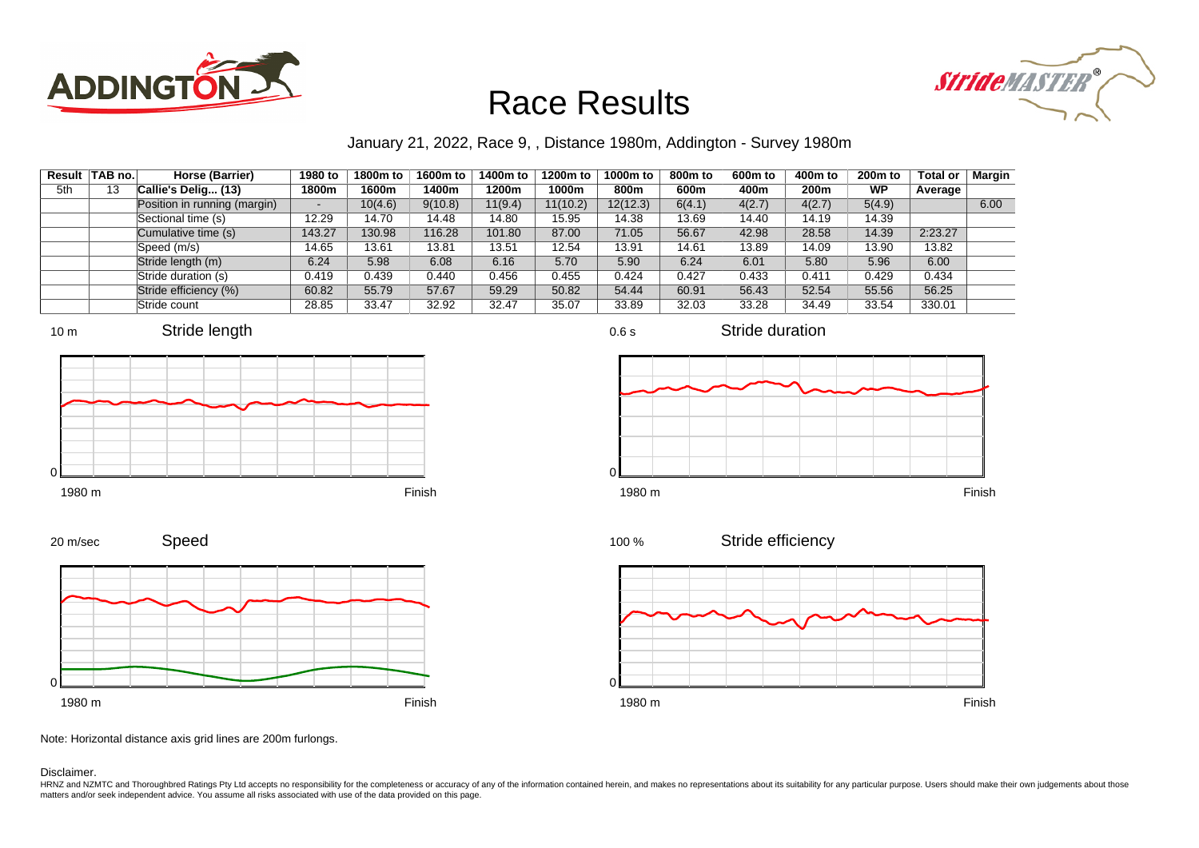# Race Results

January 21, 2022, Race 9, , Distance 1980m, Addington - Survey 1980m

| Result | TAB no. | Horse (Barrier) | 1980 to 1800m | 1800m to 1600m | 1600m to 1400m | 1400m to 1200m | 1200m to 1000m | 1000m to 800m | 800m to 600m | 600m to 400m | 400m to 200m | 200m to WP | Total or Average | Margin |
|---|---|---|---|---|---|---|---|---|---|---|---|---|---|---|
| 5th | 13 | Callie's Delig... (13) | | | | | | | | | | | | |
| | | Position in running (margin) | - | 10(4.6) | 9(10.8) | 11(9.4) | 11(10.2) | 12(12.3) | 6(4.1) | 4(2.7) | 4(2.7) | 5(4.9) | | 6.00 |
| | | Sectional time (s) | 12.29 | 14.70 | 14.48 | 14.80 | 15.95 | 14.38 | 13.69 | 14.40 | 14.19 | 14.39 | | |
| | | Cumulative time (s) | 143.27 | 130.98 | 116.28 | 101.80 | 87.00 | 71.05 | 56.67 | 42.98 | 28.58 | 14.39 | 2:23.27 | |
| | | Speed (m/s) | 14.65 | 13.61 | 13.81 | 13.51 | 12.54 | 13.91 | 14.61 | 13.89 | 14.09 | 13.90 | 13.82 | |
| | | Stride length (m) | 6.24 | 5.98 | 6.08 | 6.16 | 5.70 | 5.90 | 6.24 | 6.01 | 5.80 | 5.96 | 6.00 | |
| | | Stride duration (s) | 0.419 | 0.439 | 0.440 | 0.456 | 0.455 | 0.424 | 0.427 | 0.433 | 0.411 | 0.429 | 0.434 | |
| | | Stride efficiency (%) | 60.82 | 55.79 | 57.67 | 59.29 | 50.82 | 54.44 | 60.91 | 56.43 | 52.54 | 55.56 | 56.25 | |
| | | Stride count | 28.85 | 33.47 | 32.92 | 32.47 | 35.07 | 33.89 | 32.03 | 33.28 | 34.49 | 33.54 | 330.01 | |

Note: Horizontal distance axis grid lines are 200m furlongs.

Disclaimer.

HRNZ and NZMTC and Thoroughbred Ratings Pty Ltd accepts no responsibility for the completeness or accuracy of any of the information contained herein, and makes no representations about its suitability for any particular purpose. Users should make their own judgements about those matters and/or seek independent advice. You assume all risks associated with use of the data provided on this page.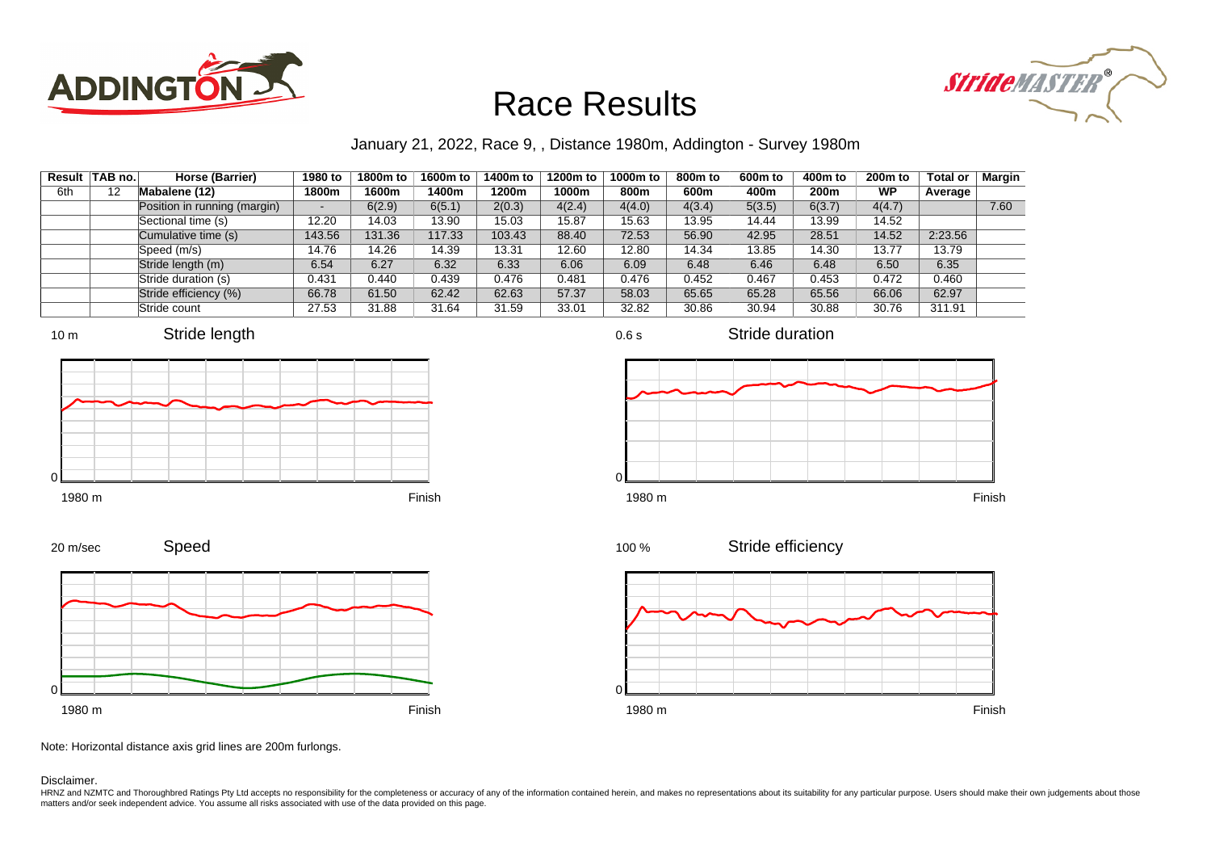# Race Results

January 21, 2022, Race 9, , Distance 1980m, Addington - Survey 1980m

| Result | TAB no. | Horse (Barrier) | 1980 to 1800m | 1800m to 1600m | 1600m to 1400m | 1400m to 1200m | 1200m to 1000m | 1000m to 800m | 800m to 600m | 600m to 400m | 400m to 200m | 200m to WP | Total or Average | Margin |
|---|---|---|---|---|---|---|---|---|---|---|---|---|---|---|
| 6th | 12 | **Mabalene (12)** | | | | | | | | | | | | |
| | | Position in running (margin) | - | 6(2.9) | 6(5.1) | 2(0.3) | 4(2.4) | 4(4.0) | 4(3.4) | 5(3.5) | 6(3.7) | 4(4.7) | | 7.60 |
| | | Sectional time (s) | 12.20 | 14.03 | 13.90 | 15.03 | 15.87 | 15.63 | 13.95 | 14.44 | 13.99 | 14.52 | | |
| | | Cumulative time (s) | 143.56 | 131.36 | 117.33 | 103.43 | 88.40 | 72.53 | 56.90 | 42.95 | 28.51 | 14.52 | 2:23.56 | |
| | | Speed (m/s) | 14.76 | 14.26 | 14.39 | 13.31 | 12.60 | 12.80 | 14.34 | 13.85 | 14.30 | 13.77 | 13.79 | |
| | | Stride length (m) | 6.54 | 6.27 | 6.32 | 6.33 | 6.06 | 6.09 | 6.48 | 6.46 | 6.48 | 6.50 | 6.35 | |
| | | Stride duration (s) | 0.431 | 0.440 | 0.439 | 0.476 | 0.481 | 0.476 | 0.452 | 0.467 | 0.453 | 0.472 | 0.460 | |
| | | Stride efficiency (%) | 66.78 | 61.50 | 62.42 | 62.63 | 57.37 | 58.03 | 65.65 | 65.28 | 65.56 | 66.06 | 62.97 | |
| | | Stride count | 27.53 | 31.88 | 31.64 | 31.59 | 33.01 | 32.82 | 30.86 | 30.94 | 30.88 | 30.76 | 311.91 | |

Note: Horizontal distance axis grid lines are 200m furlongs.

Disclaimer.

HRNZ and NZMTC and Thoroughbred Ratings Pty Ltd accepts no responsibility for the completeness or accuracy of any of the information contained herein, and makes no representations about its suitability for any particular purpose. Users should make their own judgements about those matters and/or seek independent advice. You assume all risks associated with use of the data provided on this page.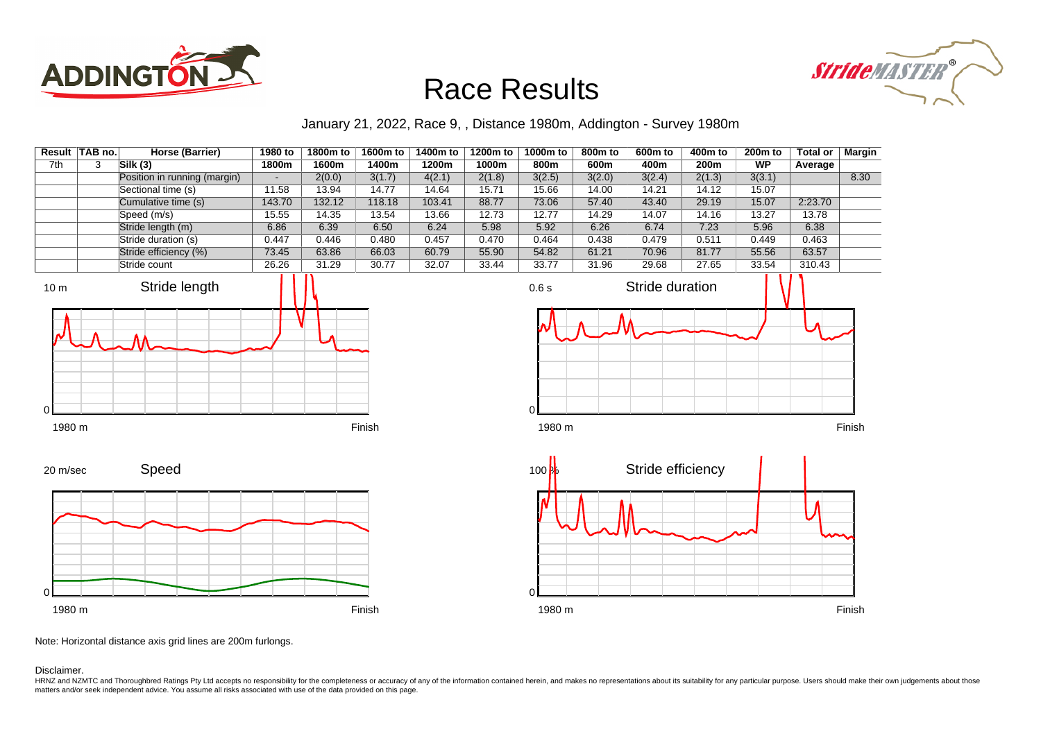# Race Results

January 21, 2022, Race 9, , Distance 1980m, Addington - Survey 1980m

| Result | TAB no. | Horse (Barrier) | 1980 to 1800m | 1800m to 1600m | 1600m to 1400m | 1400m to 1200m | 1200m to 1000m | 1000m to 800m | 800m to 600m | 600m to 400m | 400m to 200m | 200m to WP | Total or Average | Margin |
|---|---|---|---|---|---|---|---|---|---|---|---|---|---|---|
| 7th | 3 | Silk (3) | | | | | | | | | | | | |
| | | Position in running (margin) | - | 2(0.0) | 3(1.7) | 4(2.1) | 2(1.8) | 3(2.5) | 3(2.0) | 3(2.4) | 2(1.3) | 3(3.1) | | 8.30 |
| | | Sectional time (s) | 11.58 | 13.94 | 14.77 | 14.64 | 15.71 | 15.66 | 14.00 | 14.21 | 14.12 | 15.07 | | |
| | | Cumulative time (s) | 143.70 | 132.12 | 118.18 | 103.41 | 88.77 | 73.06 | 57.40 | 43.40 | 29.19 | 15.07 | 2:23.70 | |
| | | Speed (m/s) | 15.55 | 14.35 | 13.54 | 13.66 | 12.73 | 12.77 | 14.29 | 14.07 | 14.16 | 13.27 | 13.78 | |
| | | Stride length (m) | 6.86 | 6.39 | 6.50 | 6.24 | 5.98 | 5.92 | 6.26 | 6.74 | 7.23 | 5.96 | 6.38 | |
| | | Stride duration (s) | 0.447 | 0.446 | 0.480 | 0.457 | 0.470 | 0.464 | 0.438 | 0.479 | 0.511 | 0.449 | 0.463 | |
| | | Stride efficiency (%) | 73.45 | 63.86 | 66.03 | 60.79 | 55.90 | 54.82 | 61.21 | 70.96 | 81.77 | 55.56 | 63.57 | |
| | | Stride count | 26.26 | 31.29 | 30.77 | 32.07 | 33.44 | 33.77 | 31.96 | 29.68 | 27.65 | 33.54 | 310.43 | |

Note: Horizontal distance axis grid lines are 200m furlongs.

Disclaimer.

HRNZ and NZMTC and Thoroughbred Ratings Pty Ltd accepts no responsibility for the completeness or accuracy of any of the information contained herein, and makes no representations about its suitability for any particular purpose. Users should make their own judgements about those matters and/or seek independent advice. You assume all risks associated with use of the data provided on this page.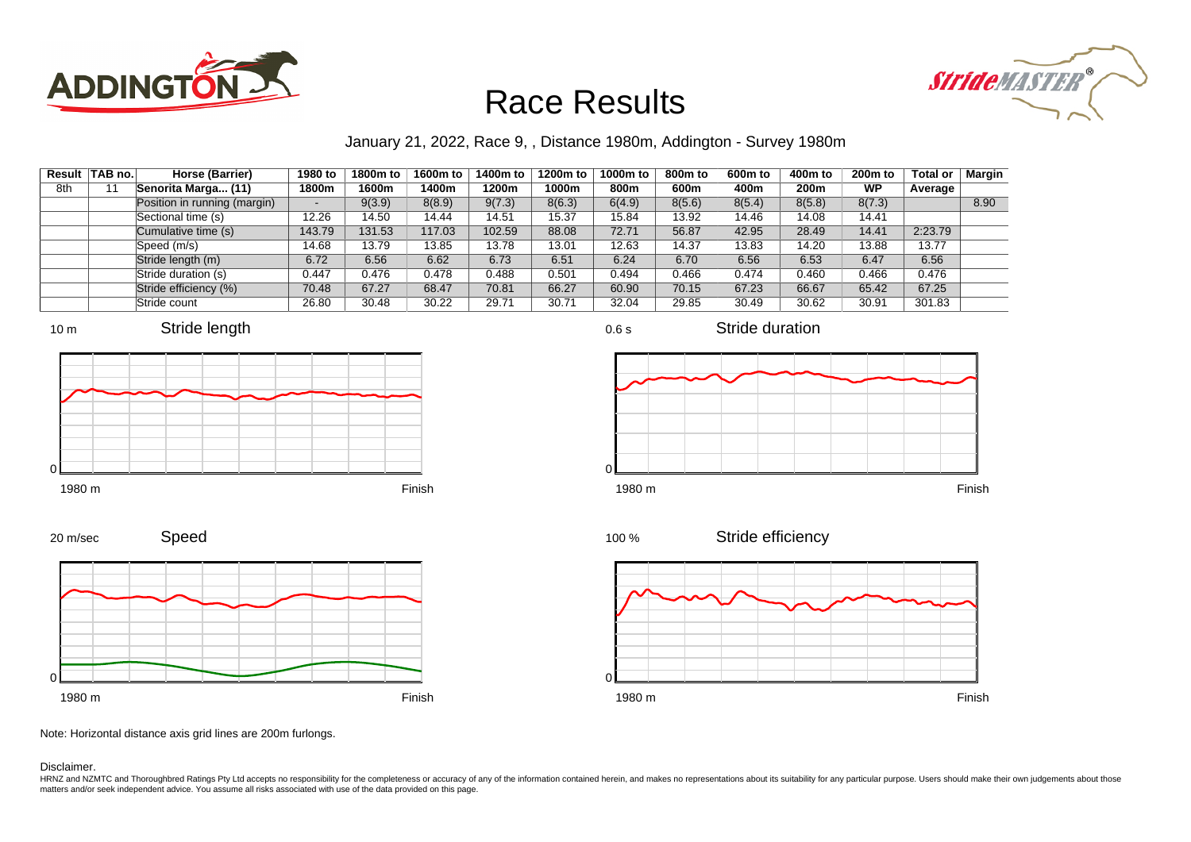# Race Results

January 21, 2022, Race 9, , Distance 1980m, Addington - Survey 1980m

| Result | TAB no. | Horse (Barrier) | 1980 to 1800m | 1800m to 1600m | 1600m to 1400m | 1400m to 1200m | 1200m to 1000m | 1000m to 800m | 800m to 600m | 600m to 400m | 400m to 200m | 200m to WP | Total or Average | Margin |
|---|---|---|---|---|---|---|---|---|---|---|---|---|---|---|
| 8th | 11 | Senorita Marga... (11) | | | | | | | | | | | | |
| | | Position in running (margin) | - | 9(3.9) | 8(8.9) | 9(7.3) | 8(6.3) | 6(4.9) | 8(5.6) | 8(5.4) | 8(5.8) | 8(7.3) | | 8.90 |
| | | Sectional time (s) | 12.26 | 14.50 | 14.44 | 14.51 | 15.37 | 15.84 | 13.92 | 14.46 | 14.08 | 14.41 | | |
| | | Cumulative time (s) | 143.79 | 131.53 | 117.03 | 102.59 | 88.08 | 72.71 | 56.87 | 42.95 | 28.49 | 14.41 | 2:23.79 | |
| | | Speed (m/s) | 14.68 | 13.79 | 13.85 | 13.78 | 13.01 | 12.63 | 14.37 | 13.83 | 14.20 | 13.88 | 13.77 | |
| | | Stride length (m) | 6.72 | 6.56 | 6.62 | 6.73 | 6.51 | 6.24 | 6.70 | 6.56 | 6.53 | 6.47 | 6.56 | |
| | | Stride duration (s) | 0.447 | 0.476 | 0.478 | 0.488 | 0.501 | 0.494 | 0.466 | 0.474 | 0.460 | 0.466 | 0.476 | |
| | | Stride efficiency (%) | 70.48 | 67.27 | 68.47 | 70.81 | 66.27 | 60.90 | 70.15 | 67.23 | 66.67 | 65.42 | 67.25 | |
| | | Stride count | 26.80 | 30.48 | 30.22 | 29.71 | 30.71 | 32.04 | 29.85 | 30.49 | 30.62 | 30.91 | 301.83 | |

Note: Horizontal distance axis grid lines are 200m furlongs.

Disclaimer.

HRNZ and NZMTC and Thoroughbred Ratings Pty Ltd accepts no responsibility for the completeness or accuracy of any of the information contained herein, and makes no representations about its suitability for any particular purpose. Users should make their own judgements about those matters and/or seek independent advice. You assume all risks associated with use of the data provided on this page.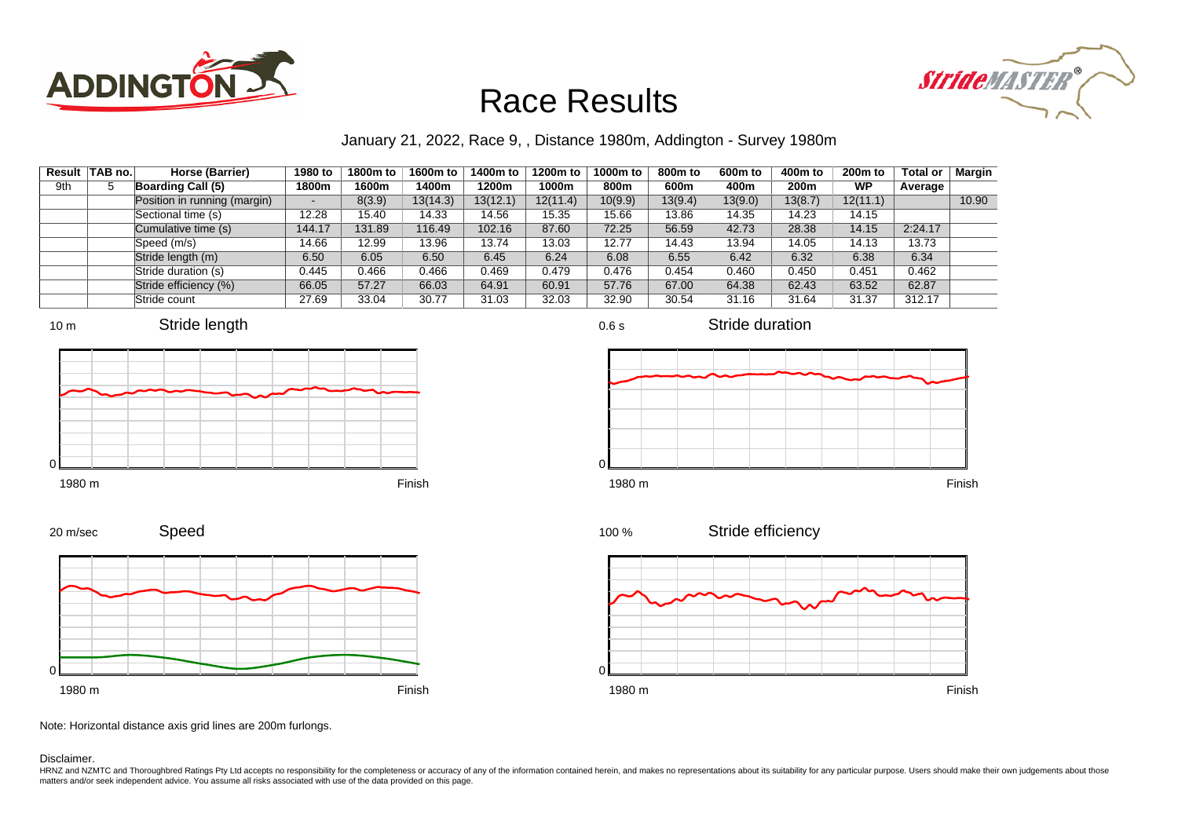# Race Results

January 21, 2022, Race 9, , Distance 1980m, Addington - Survey 1980m

| Result | TAB no. | Horse (Barrier) | 1980 to 1800m | 1800m to 1600m | 1600m to 1400m | 1400m to 1200m | 1200m to 1000m | 1000m to 800m | 800m to 600m | 600m to 400m | 400m to 200m | 200m to WP | Total or Average | Margin |
|---|---|---|---|---|---|---|---|---|---|---|---|---|---|---|
| 9th | 5 | **Boarding Call (5)** | | | | | | | | | | | | |
| | | Position in running (margin) | - | 8(3.9) | 13(14.3) | 13(12.1) | 12(11.4) | 10(9.9) | 13(9.4) | 13(9.0) | 13(8.7) | 12(11.1) | | 10.90 |
| | | Sectional time (s) | 12.28 | 15.40 | 14.33 | 14.56 | 15.35 | 15.66 | 13.86 | 14.35 | 14.23 | 14.15 | | |
| | | Cumulative time (s) | 144.17 | 131.89 | 116.49 | 102.16 | 87.60 | 72.25 | 56.59 | 42.73 | 28.38 | 14.15 | 2:24.17 | |
| | | Speed (m/s) | 14.66 | 12.99 | 13.96 | 13.74 | 13.03 | 12.77 | 14.43 | 13.94 | 14.05 | 14.13 | 13.73 | |
| | | Stride length (m) | 6.50 | 6.05 | 6.50 | 6.45 | 6.24 | 6.08 | 6.55 | 6.42 | 6.32 | 6.38 | 6.34 | |
| | | Stride duration (s) | 0.445 | 0.466 | 0.466 | 0.469 | 0.479 | 0.476 | 0.454 | 0.460 | 0.450 | 0.451 | 0.462 | |
| | | Stride efficiency (%) | 66.05 | 57.27 | 66.03 | 64.91 | 60.91 | 57.76 | 67.00 | 64.38 | 62.43 | 63.52 | 62.87 | |
| | | Stride count | 27.69 | 33.04 | 30.77 | 31.03 | 32.03 | 32.90 | 30.54 | 31.16 | 31.64 | 31.37 | 312.17 | |

Note: Horizontal distance axis grid lines are 200m furlongs.

Disclaimer.

HRNZ and NZMTC and Thoroughbred Ratings Pty Ltd accepts no responsibility for the completeness or accuracy of any of the information contained herein, and makes no representations about its suitability for any particular purpose. Users should make their own judgements about those matters and/or seek independent advice. You assume all risks associated with use of the data provided on this page.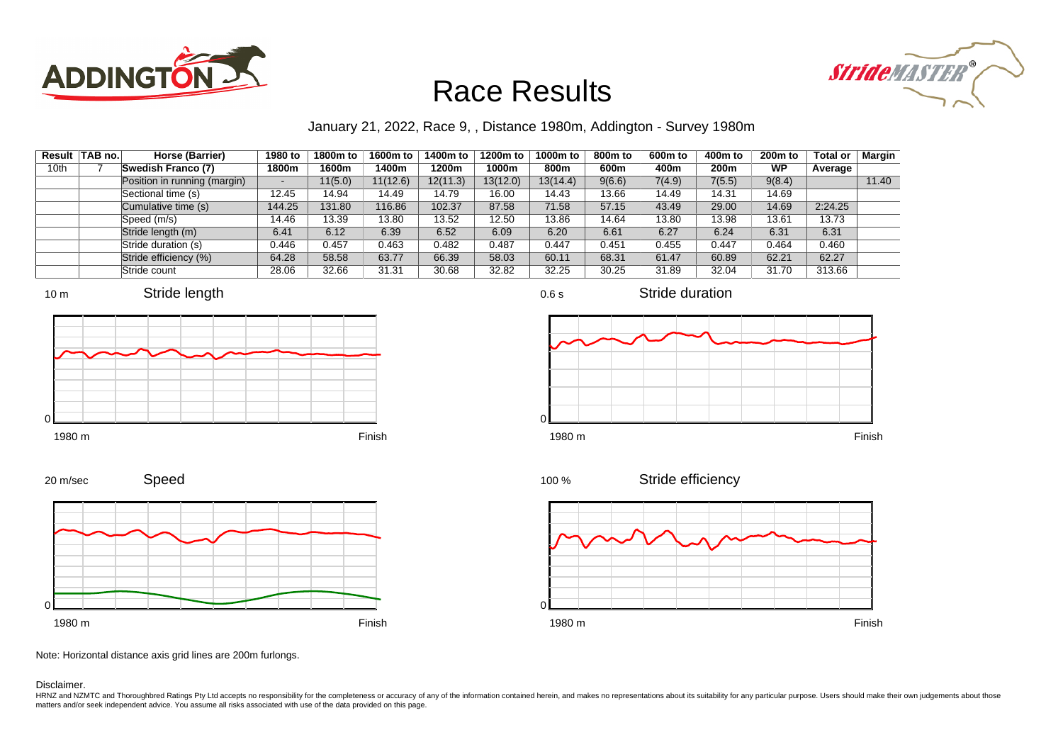# Race Results

January 21, 2022, Race 9, , Distance 1980m, Addington - Survey 1980m

| Result | TAB no. | Horse (Barrier) | 1980 to 1800m | 1800m to 1600m | 1600m to 1400m | 1400m to 1200m | 1200m to 1000m | 1000m to 800m | 800m to 600m | 600m to 400m | 400m to 200m | 200m to WP | Total or Average | Margin |
|---|---|---|---|---|---|---|---|---|---|---|---|---|---|---|
| 10th | 7 | Swedish Franco (7) | 1800m | 1600m | 1400m | 1200m | 1000m | 800m | 600m | 400m | 200m | WP | Average | |
| | | Position in running (margin) | - | 11(5.0) | 11(12.6) | 12(11.3) | 13(12.0) | 13(14.4) | 9(6.6) | 7(4.9) | 7(5.5) | 9(8.4) | | 11.40 |
| | | Sectional time (s) | 12.45 | 14.94 | 14.49 | 14.79 | 16.00 | 14.43 | 13.66 | 14.49 | 14.31 | 14.69 | | |
| | | Cumulative time (s) | 144.25 | 131.80 | 116.86 | 102.37 | 87.58 | 71.58 | 57.15 | 43.49 | 29.00 | 14.69 | 2:24.25 | |
| | | Speed (m/s) | 14.46 | 13.39 | 13.80 | 13.52 | 12.50 | 13.86 | 14.64 | 13.80 | 13.98 | 13.61 | 13.73 | |
| | | Stride length (m) | 6.41 | 6.12 | 6.39 | 6.52 | 6.09 | 6.20 | 6.61 | 6.27 | 6.24 | 6.31 | 6.31 | |
| | | Stride duration (s) | 0.446 | 0.457 | 0.463 | 0.482 | 0.487 | 0.447 | 0.451 | 0.455 | 0.447 | 0.464 | 0.460 | |
| | | Stride efficiency (%) | 64.28 | 58.58 | 63.77 | 66.39 | 58.03 | 60.11 | 68.31 | 61.47 | 60.89 | 62.21 | 62.27 | |
| | | Stride count | 28.06 | 32.66 | 31.31 | 30.68 | 32.82 | 32.25 | 30.25 | 31.89 | 32.04 | 31.70 | 313.66 | |

Note: Horizontal distance axis grid lines are 200m furlongs.

Disclaimer.

HRNZ and NZMTC and Thoroughbred Ratings Pty Ltd accepts no responsibility for the completeness or accuracy of any of the information contained herein, and makes no representations about its suitability for any particular purpose. Users should make their own judgements about those matters and/or seek independent advice. You assume all risks associated with use of the data provided on this page.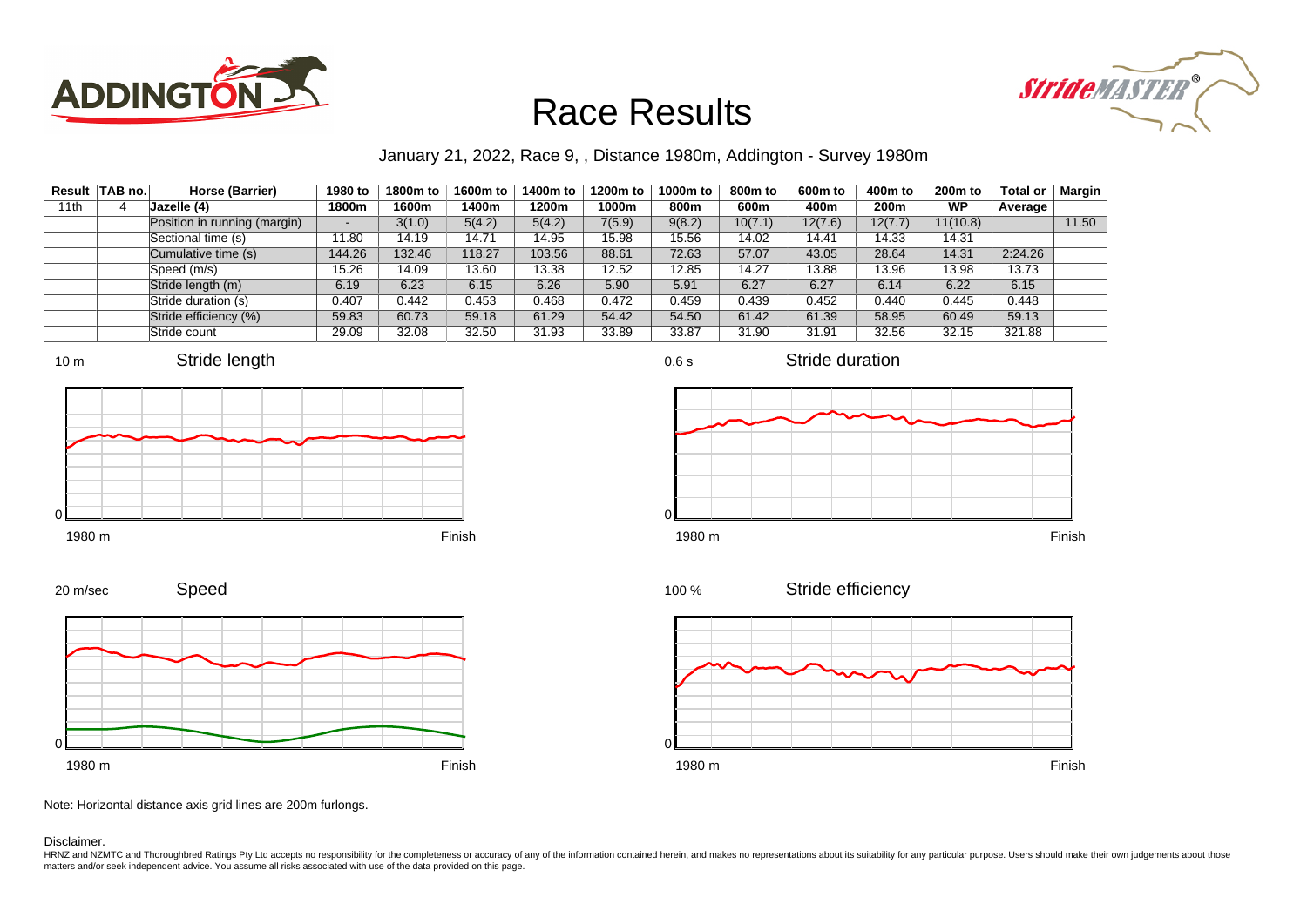# Race Results

January 21, 2022, Race 9, , Distance 1980m, Addington - Survey 1980m

| Result | TAB no. | Horse (Barrier) | 1980 to 1800m | 1800m to 1600m | 1600m to 1400m | 1400m to 1200m | 1200m to 1000m | 1000m to 800m | 800m to 600m | 600m to 400m | 400m to 200m | 200m to WP | Total or Average | Margin |
|---|---|---|---|---|---|---|---|---|---|---|---|---|---|---|
| 11th | 4 | Jazelle (4) | | | | | | | | | | | | |
| | | Position in running (margin) | - | 3(1.0) | 5(4.2) | 5(4.2) | 7(5.9) | 9(8.2) | 10(7.1) | 12(7.6) | 12(7.7) | 11(10.8) | | 11.50 |
| | | Sectional time (s) | 11.80 | 14.19 | 14.71 | 14.95 | 15.98 | 15.56 | 14.02 | 14.41 | 14.33 | 14.31 | | |
| | | Cumulative time (s) | 144.26 | 132.46 | 118.27 | 103.56 | 88.61 | 72.63 | 57.07 | 43.05 | 28.64 | 14.31 | 2:24.26 | |
| | | Speed (m/s) | 15.26 | 14.09 | 13.60 | 13.38 | 12.52 | 12.85 | 14.27 | 13.88 | 13.96 | 13.98 | 13.73 | |
| | | Stride length (m) | 6.19 | 6.23 | 6.15 | 6.26 | 5.90 | 5.91 | 6.27 | 6.27 | 6.14 | 6.22 | 6.15 | |
| | | Stride duration (s) | 0.407 | 0.442 | 0.453 | 0.468 | 0.472 | 0.459 | 0.439 | 0.452 | 0.440 | 0.445 | 0.448 | |
| | | Stride efficiency (%) | 59.83 | 60.73 | 59.18 | 61.29 | 54.42 | 54.50 | 61.42 | 61.39 | 58.95 | 60.49 | 59.13 | |
| | | Stride count | 29.09 | 32.08 | 32.50 | 31.93 | 33.89 | 33.87 | 31.90 | 31.91 | 32.56 | 32.15 | 321.88 | |

Note: Horizontal distance axis grid lines are 200m furlongs.

Disclaimer.

HRNZ and NZMTC and Thoroughbred Ratings Pty Ltd accepts no responsibility for the completeness or accuracy of any of the information contained herein, and makes no representations about its suitability for any particular purpose. Users should make their own judgements about those matters and/or seek independent advice. You assume all risks associated with use of the data provided on this page.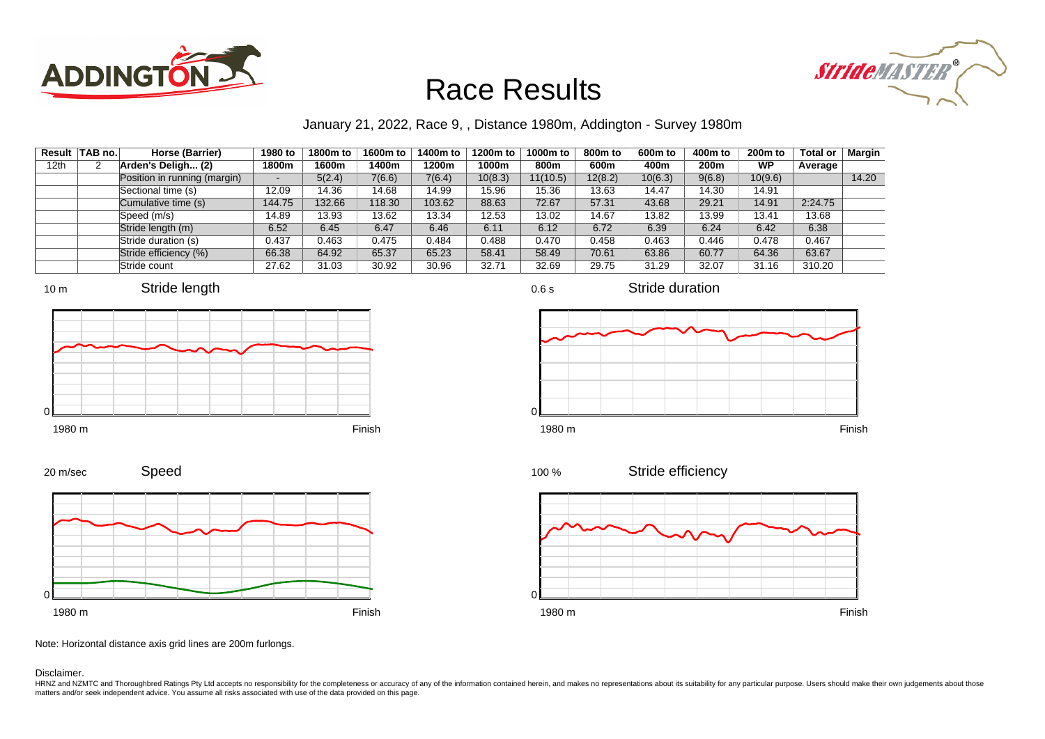# Race Results

January 21, 2022, Race 9, , Distance 1980m, Addington - Survey 1980m

| Result | TAB no. | Horse (Barrier) | 1980 to 1800m | 1800m to 1600m | 1600m to 1400m | 1400m to 1200m | 1200m to 1000m | 1000m to 800m | 800m to 600m | 600m to 400m | 400m to 200m | 200m to WP | Total or Average | Margin |
|---|---|---|---|---|---|---|---|---|---|---|---|---|---|---|
| 12th | 2 | Arden's Deligh... (2) | | | | | | | | | | | | |
| | | Position in running (margin) | - | 5(2.4) | 7(6.6) | 7(6.4) | 10(8.3) | 11(10.5) | 12(8.2) | 10(6.3) | 9(6.8) | 10(9.6) | | 14.20 |
| | | Sectional time (s) | 12.09 | 14.36 | 14.68 | 14.99 | 15.96 | 15.36 | 13.63 | 14.47 | 14.30 | 14.91 | | |
| | | Cumulative time (s) | 144.75 | 132.66 | 118.30 | 103.62 | 88.63 | 72.67 | 57.31 | 43.68 | 29.21 | 14.91 | 2:24.75 | |
| | | Speed (m/s) | 14.89 | 13.93 | 13.62 | 13.34 | 12.53 | 13.02 | 14.67 | 13.82 | 13.99 | 13.41 | 13.68 | |
| | | Stride length (m) | 6.52 | 6.45 | 6.47 | 6.46 | 6.11 | 6.12 | 6.72 | 6.39 | 6.24 | 6.42 | 6.38 | |
| | | Stride duration (s) | 0.437 | 0.463 | 0.475 | 0.484 | 0.488 | 0.470 | 0.458 | 0.463 | 0.446 | 0.478 | 0.467 | |
| | | Stride efficiency (%) | 66.38 | 64.92 | 65.37 | 65.23 | 58.41 | 58.49 | 70.61 | 63.86 | 60.77 | 64.36 | 63.67 | |
| | | Stride count | 27.62 | 31.03 | 30.92 | 30.96 | 32.71 | 32.69 | 29.75 | 31.29 | 32.07 | 31.16 | 310.20 | |

Stride length (10 m, 0; 1980 m – Finish)

Stride duration (0.6 s, 0; 1980 m – Finish)

Speed (20 m/sec, 0; 1980 m – Finish)

Stride efficiency (100 %, 0; 1980 m – Finish)

Note: Horizontal distance axis grid lines are 200m furlongs.

Disclaimer.

HRNZ and NZMTC and Thoroughbred Ratings Pty Ltd accepts no responsibility for the completeness or accuracy of any of the information contained herein, and makes no representations about its suitability for any particular purpose. Users should make their own judgements about those matters and/or seek independent advice. You assume all risks associated with use of the data provided on this page.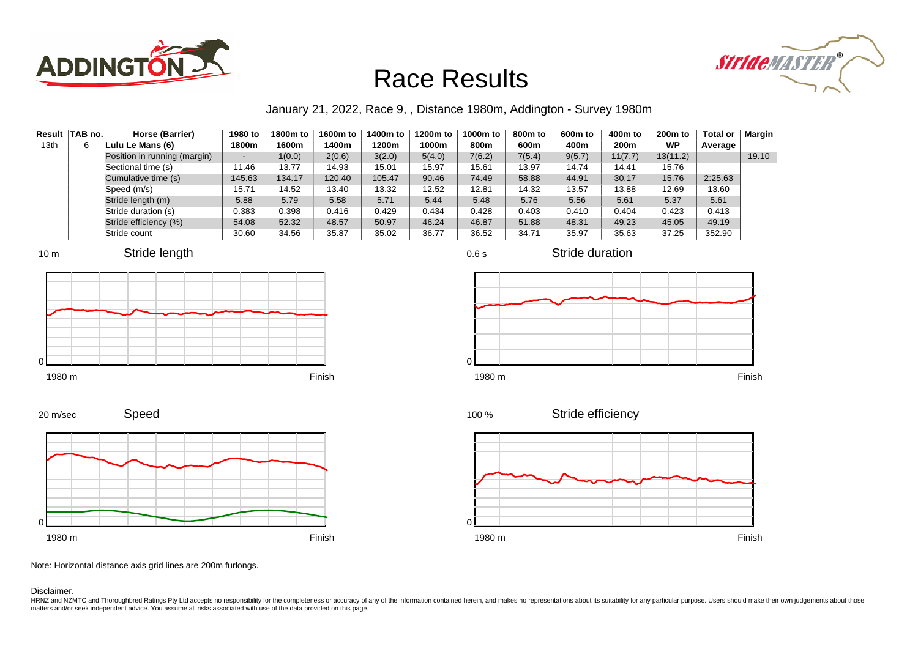# Race Results

January 21, 2022, Race 9, , Distance 1980m, Addington - Survey 1980m

| Result | TAB no. | Horse (Barrier) | 1980 to | 1800m to | 1600m to | 1400m to | 1200m to | 1000m to | 800m to | 600m to | 400m to | 200m to | Total or | Margin |
|---|---|---|---|---|---|---|---|---|---|---|---|---|---|---|
| 13th | 6 | Lulu Le Mans (6) | 1800m | 1600m | 1400m | 1200m | 1000m | 800m | 600m | 400m | 200m | WP | Average | |
| | | Position in running (margin) | - | 1(0.0) | 2(0.6) | 3(2.0) | 5(4.0) | 7(6.2) | 7(5.4) | 9(5.7) | 11(7.7) | 13(11.2) | | 19.10 |
| | | Sectional time (s) | 11.46 | 13.77 | 14.93 | 15.01 | 15.97 | 15.61 | 13.97 | 14.74 | 14.41 | 15.76 | | |
| | | Cumulative time (s) | 145.63 | 134.17 | 120.40 | 105.47 | 90.46 | 74.49 | 58.88 | 44.91 | 30.17 | 15.76 | 2:25.63 | |
| | | Speed (m/s) | 15.71 | 14.52 | 13.40 | 13.32 | 12.52 | 12.81 | 14.32 | 13.57 | 13.88 | 12.69 | 13.60 | |
| | | Stride length (m) | 5.88 | 5.79 | 5.58 | 5.71 | 5.44 | 5.48 | 5.76 | 5.56 | 5.61 | 5.37 | 5.61 | |
| | | Stride duration (s) | 0.383 | 0.398 | 0.416 | 0.429 | 0.434 | 0.428 | 0.403 | 0.410 | 0.404 | 0.423 | 0.413 | |
| | | Stride efficiency (%) | 54.08 | 52.32 | 48.57 | 50.97 | 46.24 | 46.87 | 51.88 | 48.31 | 49.23 | 45.05 | 49.19 | |
| | | Stride count | 30.60 | 34.56 | 35.87 | 35.02 | 36.77 | 36.52 | 34.71 | 35.97 | 35.63 | 37.25 | 352.90 | |

Stride length
10 m
0
1980 m
Finish

Stride duration
0.6 s
0
1980 m
Finish

Speed
20 m/sec
0
1980 m
Finish

Stride efficiency
100 %
0
1980 m
Finish

Note: Horizontal distance axis grid lines are 200m furlongs.

Disclaimer.

HRNZ and NZMTC and Thoroughbred Ratings Pty Ltd accepts no responsibility for the completeness or accuracy of any of the information contained herein, and makes no representations about its suitability for any particular purpose. Users should make their own judgements about those matters and/or seek independent advice. You assume all risks associated with use of the data provided on this page.